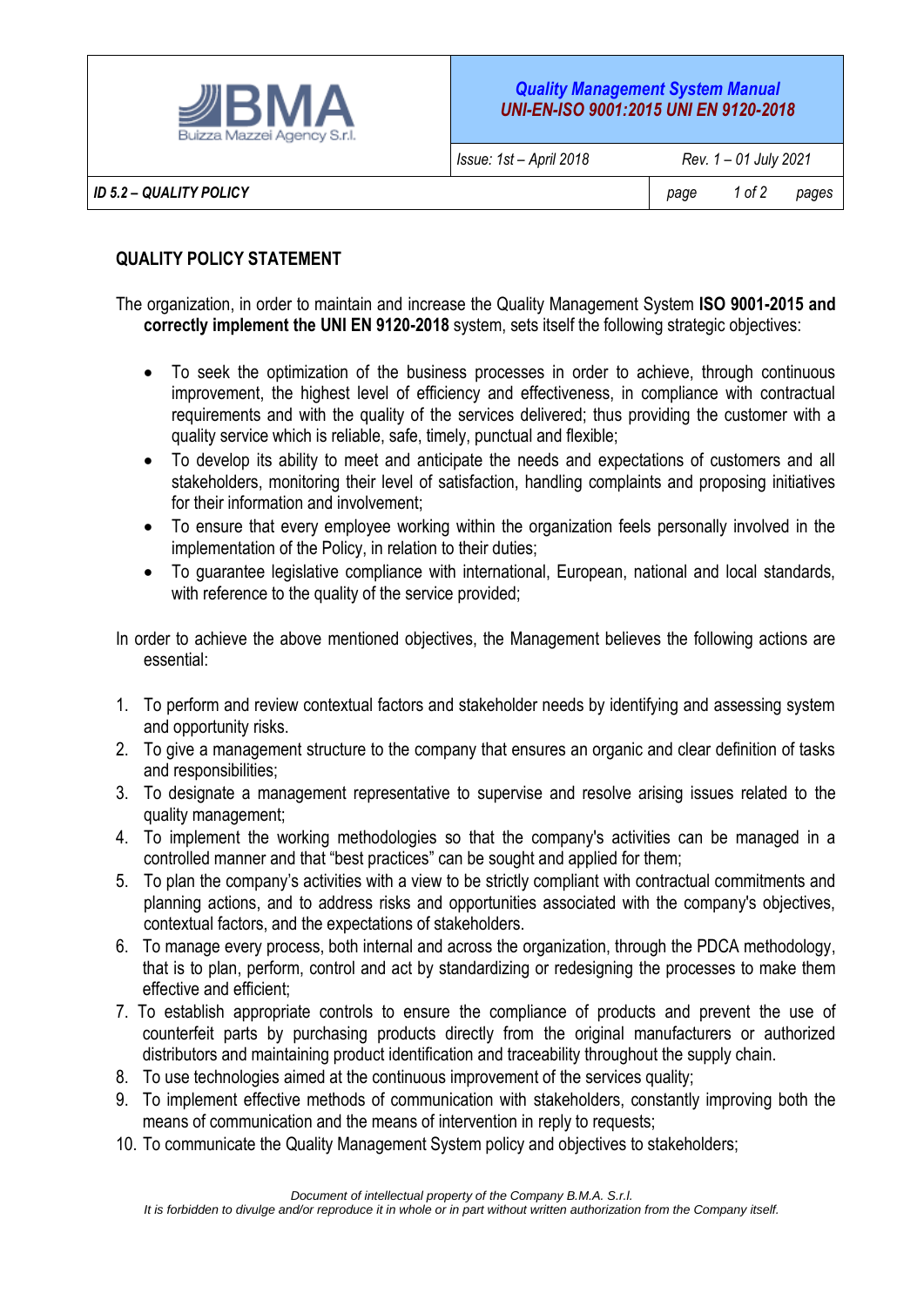## QUALITY POLICY STATEMENT

The organization, in order to maintain and increase the Quality Management System **ISO 9001-2015 and correctly implement the UNI EN 9120-2018** system, sets itself the following strategic objectives:

- To seek the optimization of the business processes in order to achieve, through continuous improvement, the highest level of efficiency and effectiveness, in compliance with contractual requirements and with the quality of the services delivered; thus providing the customer with a quality service which is reliable, safe, timely, punctual and flexible;
- To develop its ability to meet and anticipate the needs and expectations of customers and all stakeholders, monitoring their level of satisfaction, handling complaints and proposing initiatives for their information and involvement;
- To ensure that every employee working within the organization feels personally involved in the implementation of the Policy, in relation to their duties;
- To guarantee legislative compliance with international, European, national and local standards, with reference to the quality of the service provided;

In order to achieve the above mentioned objectives, the Management believes the following actions are essential:

1. To perform and review contextual factors and stakeholder needs by identifying and assessing system and opportunity risks.
2. To give a management structure to the company that ensures an organic and clear definition of tasks and responsibilities;
3. To designate a management representative to supervise and resolve arising issues related to the quality management;
4. To implement the working methodologies so that the company's activities can be managed in a controlled manner and that "best practices" can be sought and applied for them;
5. To plan the company's activities with a view to be strictly compliant with contractual commitments and planning actions, and to address risks and opportunities associated with the company's objectives, contextual factors, and the expectations of stakeholders.
6. To manage every process, both internal and across the organization, through the PDCA methodology, that is to plan, perform, control and act by standardizing or redesigning the processes to make them effective and efficient;
7. To establish appropriate controls to ensure the compliance of products and prevent the use of counterfeit parts by purchasing products directly from the original manufacturers or authorized distributors and maintaining product identification and traceability throughout the supply chain.
8. To use technologies aimed at the continuous improvement of the services quality;
9. To implement effective methods of communication with stakeholders, constantly improving both the means of communication and the means of intervention in reply to requests;
10. To communicate the Quality Management System policy and objectives to stakeholders;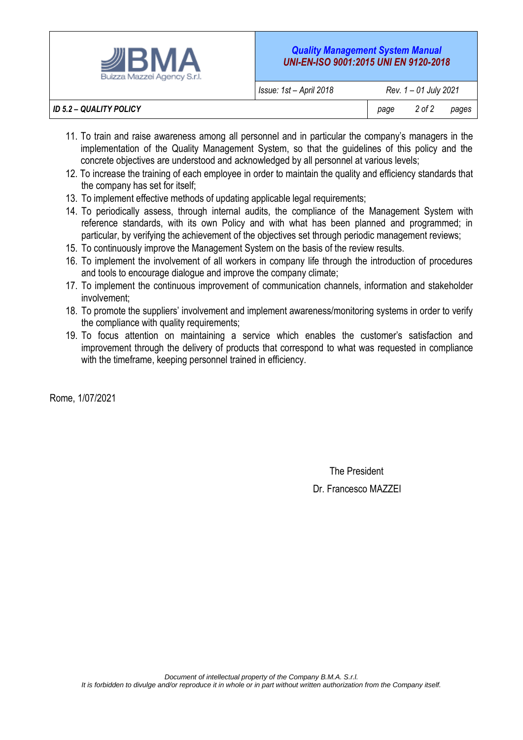11. To train and raise awareness among all personnel and in particular the company's managers in the implementation of the Quality Management System, so that the guidelines of this policy and the concrete objectives are understood and acknowledged by all personnel at various levels;
12. To increase the training of each employee in order to maintain the quality and efficiency standards that the company has set for itself;
13. To implement effective methods of updating applicable legal requirements;
14. To periodically assess, through internal audits, the compliance of the Management System with reference standards, with its own Policy and with what has been planned and programmed; in particular, by verifying the achievement of the objectives set through periodic management reviews;
15. To continuously improve the Management System on the basis of the review results.
16. To implement the involvement of all workers in company life through the introduction of procedures and tools to encourage dialogue and improve the company climate;
17. To implement the continuous improvement of communication channels, information and stakeholder involvement;
18. To promote the suppliers' involvement and implement awareness/monitoring systems in order to verify the compliance with quality requirements;
19. To focus attention on maintaining a service which enables the customer's satisfaction and improvement through the delivery of products that correspond to what was requested in compliance with the timeframe, keeping personnel trained in efficiency.

Rome, 1/07/2021

The President

Dr. Francesco MAZZEI